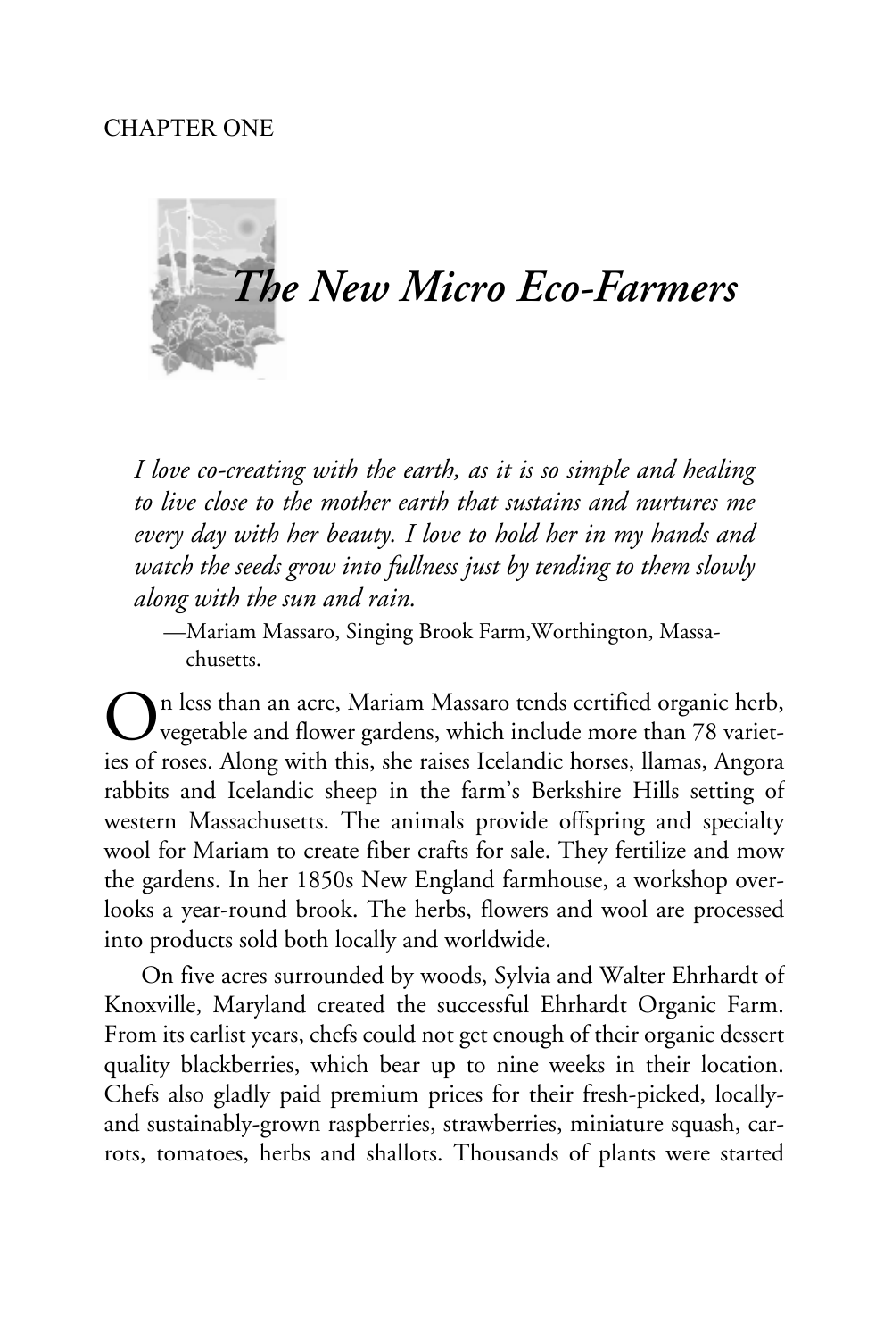CHAPTER ONE

# The New Micro Eco-Farmers

*I love co-creating with the earth, as it is so simple and healing to live close to the mother earth that sustains and nurtures me every day with her beauty. I love to hold her in my hands and watch the seeds grow into fullness just by tending to them slowly along with the sun and rain.*

—Mariam Massaro, Singing Brook Farm, Worthington, Massachusetts.

On less than an acre, Mariam Massaro tends certified organic herb, vegetable and flower gardens, which include more than 78 varieties of roses. Along with this, she raises Icelandic horses, llamas, Angora rabbits and Icelandic sheep in the farm's Berkshire Hills setting of western Massachusetts. The animals provide offspring and specialty wool for Mariam to create fiber crafts for sale. They fertilize and mow the gardens. In her 1850s New England farmhouse, a workshop overlooks a year-round brook. The herbs, flowers and wool are processed into products sold both locally and worldwide.

On five acres surrounded by woods, Sylvia and Walter Ehrhardt of Knoxville, Maryland created the successful Ehrhardt Organic Farm. From its earlist years, chefs could not get enough of their organic dessert quality blackberries, which bear up to nine weeks in their location. Chefs also gladly paid premium prices for their fresh-picked, locally- and sustainably-grown raspberries, strawberries, miniature squash, carrots, tomatoes, herbs and shallots. Thousands of plants were started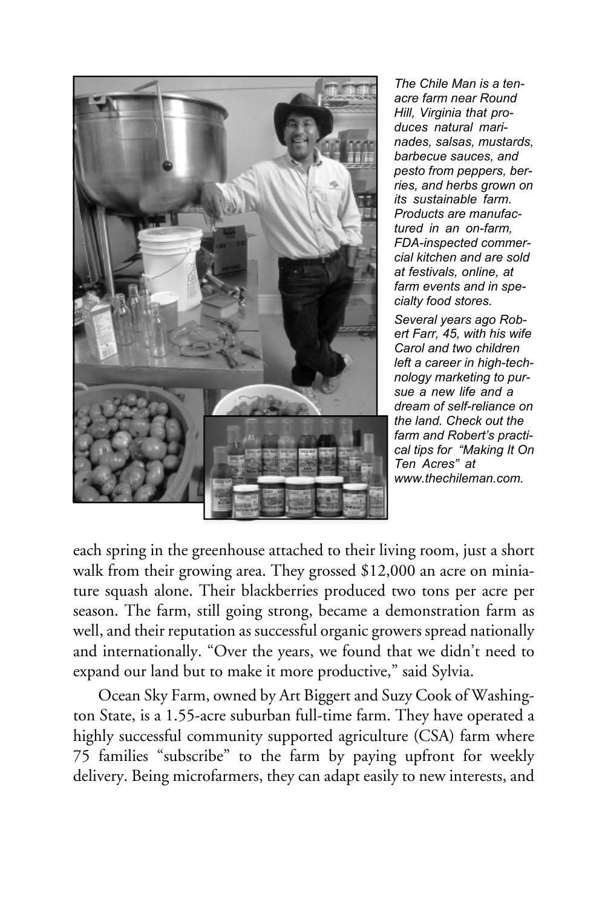*The Chile Man is a ten-acre farm near Round Hill, Virginia that produces natural marinades, salsas, mustards, barbecue sauces, and pesto from peppers, berries, and herbs grown on its sustainable farm. Products are manufactured in an on-farm, FDA-inspected commercial kitchen and are sold at festivals, online, at farm events and in specialty food stores.*

*Several years ago Robert Farr, 45, with his wife Carol and two children left a career in high-technology marketing to pursue a new life and a dream of self-reliance on the land. Check out the farm and Robert's practical tips for "Making It On Ten Acres" at www.thechileman.com.*

each spring in the greenhouse attached to their living room, just a short walk from their growing area. They grossed $12,000 an acre on miniature squash alone. Their blackberries produced two tons per acre per season. The farm, still going strong, became a demonstration farm as well, and their reputation as successful organic growers spread nationally and internationally. "Over the years, we found that we didn't need to expand our land but to make it more productive," said Sylvia.

Ocean Sky Farm, owned by Art Biggert and Suzy Cook of Washington State, is a 1.55-acre suburban full-time farm. They have operated a highly successful community supported agriculture (CSA) farm where 75 families "subscribe" to the farm by paying upfront for weekly delivery. Being microfarmers, they can adapt easily to new interests, and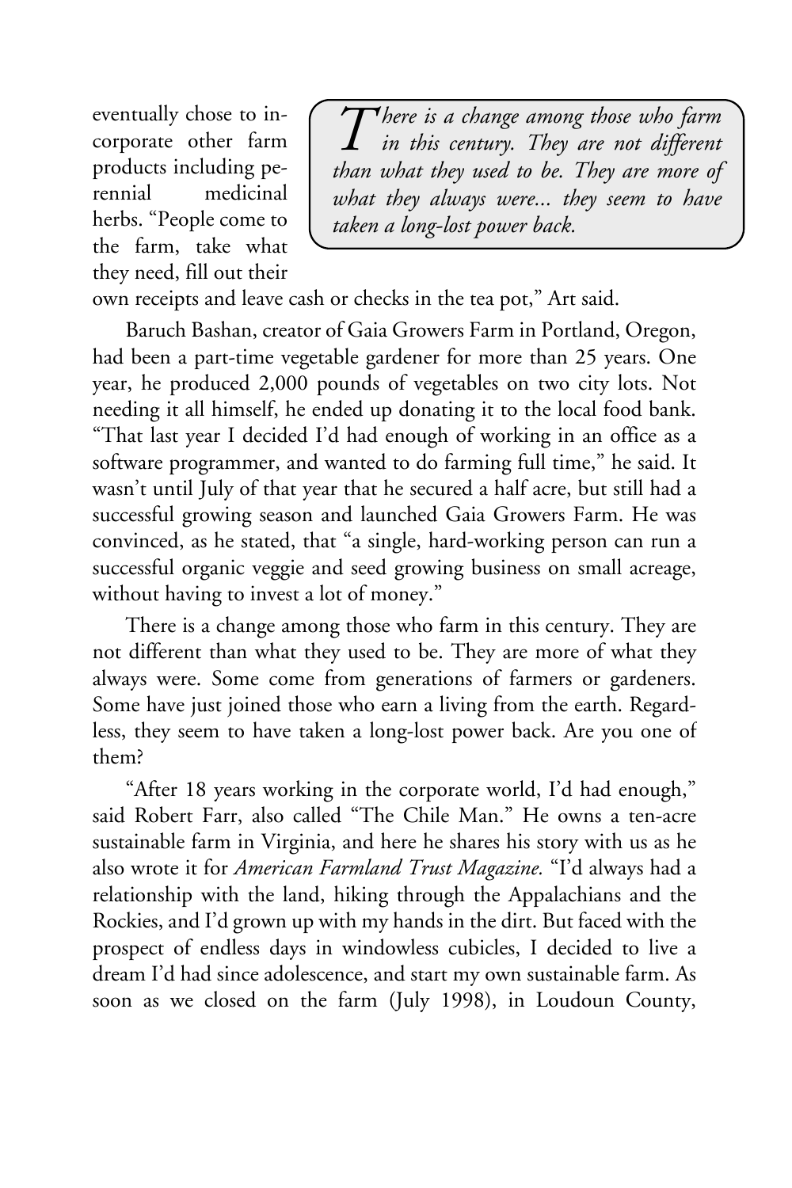eventually chose to incorporate other farm products including perennial medicinal herbs. "People come to the farm, take what they need, fill out their own receipts and leave cash or checks in the tea pot," Art said.

> *There is a change among those who farm in this century. They are not different than what they used to be. They are more of what they always were... they seem to have taken a long-lost power back.*

Baruch Bashan, creator of Gaia Growers Farm in Portland, Oregon, had been a part-time vegetable gardener for more than 25 years. One year, he produced 2,000 pounds of vegetables on two city lots. Not needing it all himself, he ended up donating it to the local food bank. "That last year I decided I'd had enough of working in an office as a software programmer, and wanted to do farming full time," he said. It wasn't until July of that year that he secured a half acre, but still had a successful growing season and launched Gaia Growers Farm. He was convinced, as he stated, that "a single, hard-working person can run a successful organic veggie and seed growing business on small acreage, without having to invest a lot of money."

There is a change among those who farm in this century. They are not different than what they used to be. They are more of what they always were. Some come from generations of farmers or gardeners. Some have just joined those who earn a living from the earth. Regardless, they seem to have taken a long-lost power back. Are you one of them?

"After 18 years working in the corporate world, I'd had enough," said Robert Farr, also called "The Chile Man." He owns a ten-acre sustainable farm in Virginia, and here he shares his story with us as he also wrote it for *American Farmland Trust Magazine.* "I'd always had a relationship with the land, hiking through the Appalachians and the Rockies, and I'd grown up with my hands in the dirt. But faced with the prospect of endless days in windowless cubicles, I decided to live a dream I'd had since adolescence, and start my own sustainable farm. As soon as we closed on the farm (July 1998), in Loudoun County,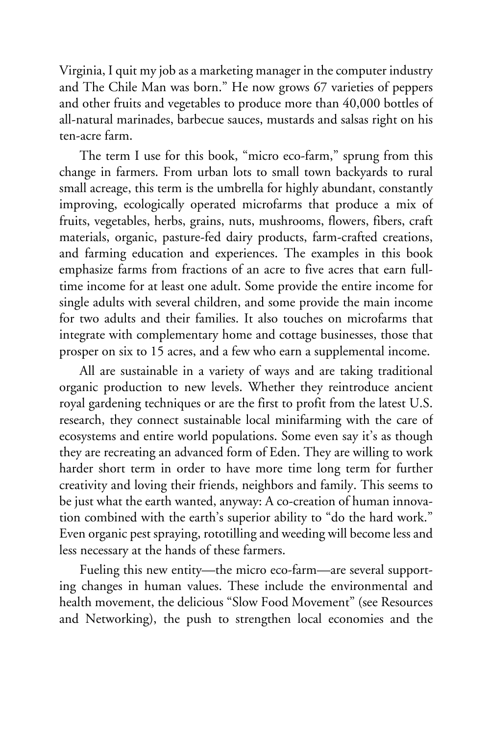Virginia, I quit my job as a marketing manager in the computer industry and The Chile Man was born." He now grows 67 varieties of peppers and other fruits and vegetables to produce more than 40,000 bottles of all-natural marinades, barbecue sauces, mustards and salsas right on his ten-acre farm.

The term I use for this book, "micro eco-farm," sprung from this change in farmers. From urban lots to small town backyards to rural small acreage, this term is the umbrella for highly abundant, constantly improving, ecologically operated microfarms that produce a mix of fruits, vegetables, herbs, grains, nuts, mushrooms, flowers, fibers, craft materials, organic, pasture-fed dairy products, farm-crafted creations, and farming education and experiences. The examples in this book emphasize farms from fractions of an acre to five acres that earn full-time income for at least one adult. Some provide the entire income for single adults with several children, and some provide the main income for two adults and their families. It also touches on microfarms that integrate with complementary home and cottage businesses, those that prosper on six to 15 acres, and a few who earn a supplemental income.

All are sustainable in a variety of ways and are taking traditional organic production to new levels. Whether they reintroduce ancient royal gardening techniques or are the first to profit from the latest U.S. research, they connect sustainable local minifarming with the care of ecosystems and entire world populations. Some even say it's as though they are recreating an advanced form of Eden. They are willing to work harder short term in order to have more time long term for further creativity and loving their friends, neighbors and family. This seems to be just what the earth wanted, anyway: A co-creation of human innovation combined with the earth's superior ability to "do the hard work." Even organic pest spraying, rototilling and weeding will become less and less necessary at the hands of these farmers.

Fueling this new entity—the micro eco-farm—are several supporting changes in human values. These include the environmental and health movement, the delicious "Slow Food Movement" (see Resources and Networking), the push to strengthen local economies and the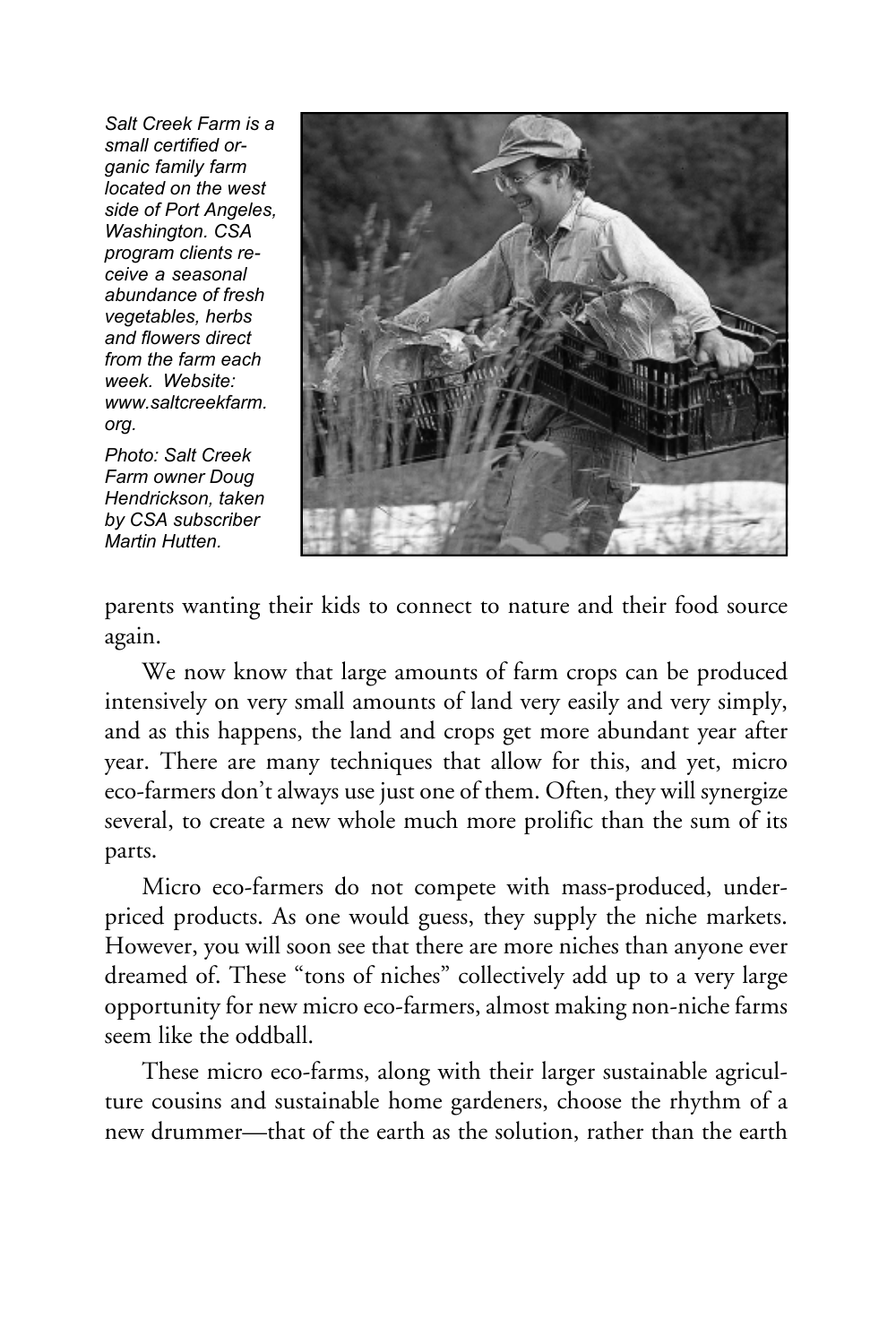*Salt Creek Farm is a small certified organic family farm located on the west side of Port Angeles, Washington. CSA program clients receive a seasonal abundance of fresh vegetables, herbs and flowers direct from the farm each week. Website: www.saltcreekfarm.org.*

*Photo: Salt Creek Farm owner Doug Hendrickson, taken by CSA subscriber Martin Hutten.*

parents wanting their kids to connect to nature and their food source again.

We now know that large amounts of farm crops can be produced intensively on very small amounts of land very easily and very simply, and as this happens, the land and crops get more abundant year after year. There are many techniques that allow for this, and yet, micro eco-farmers don't always use just one of them. Often, they will synergize several, to create a new whole much more prolific than the sum of its parts.

Micro eco-farmers do not compete with mass-produced, underpriced products. As one would guess, they supply the niche markets. However, you will soon see that there are more niches than anyone ever dreamed of. These "tons of niches" collectively add up to a very large opportunity for new micro eco-farmers, almost making non-niche farms seem like the oddball.

These micro eco-farms, along with their larger sustainable agriculture cousins and sustainable home gardeners, choose the rhythm of a new drummer—that of the earth as the solution, rather than the earth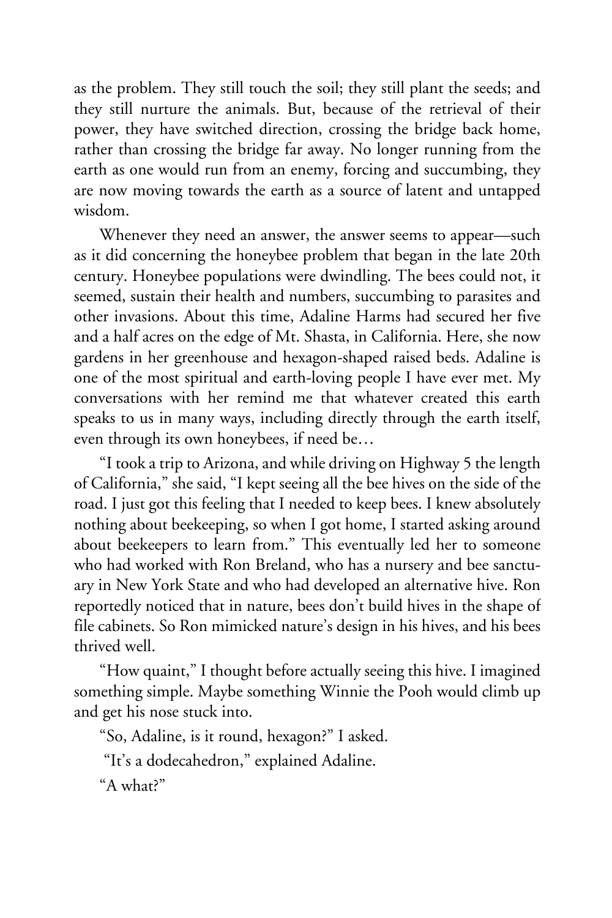as the problem. They still touch the soil; they still plant the seeds; and they still nurture the animals. But, because of the retrieval of their power, they have switched direction, crossing the bridge back home, rather than crossing the bridge far away. No longer running from the earth as one would run from an enemy, forcing and succumbing, they are now moving towards the earth as a source of latent and untapped wisdom.

Whenever they need an answer, the answer seems to appear—such as it did concerning the honeybee problem that began in the late 20th century. Honeybee populations were dwindling. The bees could not, it seemed, sustain their health and numbers, succumbing to parasites and other invasions. About this time, Adaline Harms had secured her five and a half acres on the edge of Mt. Shasta, in California. Here, she now gardens in her greenhouse and hexagon-shaped raised beds. Adaline is one of the most spiritual and earth-loving people I have ever met. My conversations with her remind me that whatever created this earth speaks to us in many ways, including directly through the earth itself, even through its own honeybees, if need be…

"I took a trip to Arizona, and while driving on Highway 5 the length of California," she said, "I kept seeing all the bee hives on the side of the road. I just got this feeling that I needed to keep bees. I knew absolutely nothing about beekeeping, so when I got home, I started asking around about beekeepers to learn from." This eventually led her to someone who had worked with Ron Breland, who has a nursery and bee sanctuary in New York State and who had developed an alternative hive. Ron reportedly noticed that in nature, bees don't build hives in the shape of file cabinets. So Ron mimicked nature's design in his hives, and his bees thrived well.

"How quaint," I thought before actually seeing this hive. I imagined something simple. Maybe something Winnie the Pooh would climb up and get his nose stuck into.

"So, Adaline, is it round, hexagon?" I asked.

"It's a dodecahedron," explained Adaline.

"A what?"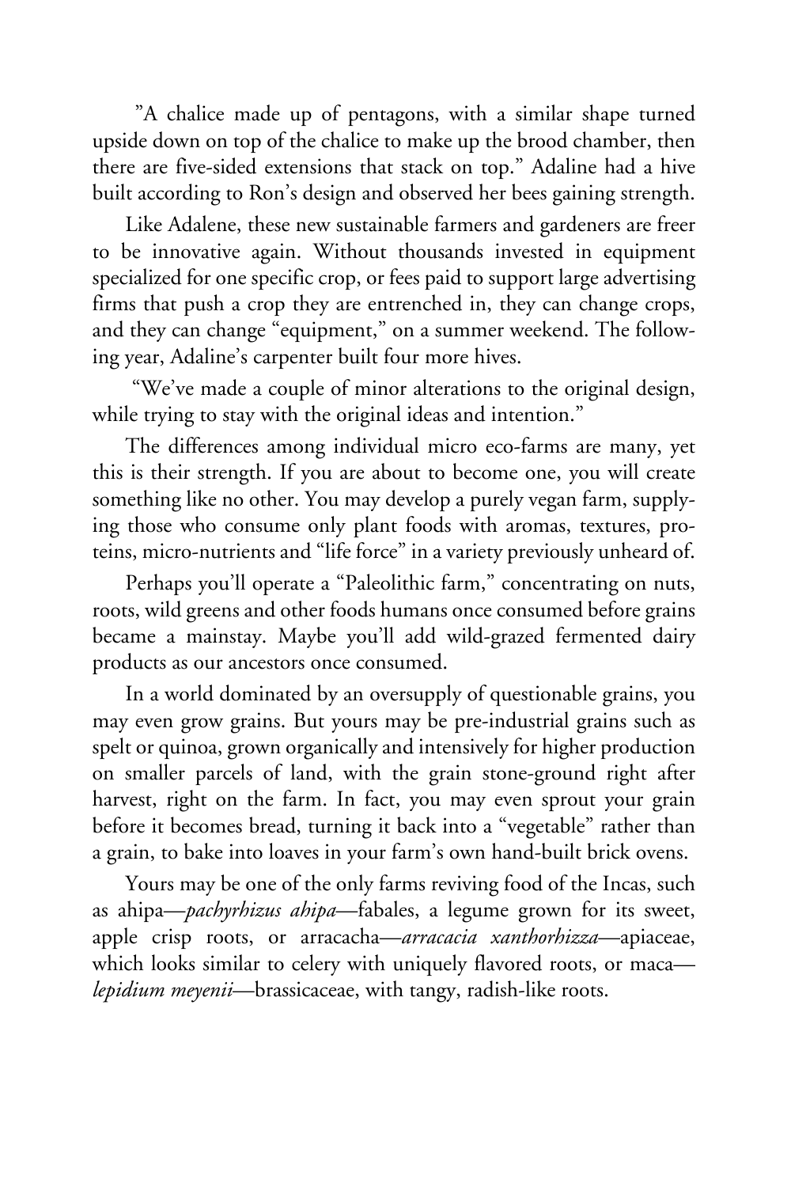"A chalice made up of pentagons, with a similar shape turned upside down on top of the chalice to make up the brood chamber, then there are five-sided extensions that stack on top." Adaline had a hive built according to Ron's design and observed her bees gaining strength.

Like Adalene, these new sustainable farmers and gardeners are freer to be innovative again. Without thousands invested in equipment specialized for one specific crop, or fees paid to support large advertising firms that push a crop they are entrenched in, they can change crops, and they can change "equipment," on a summer weekend. The following year, Adaline's carpenter built four more hives.

"We've made a couple of minor alterations to the original design, while trying to stay with the original ideas and intention."

The differences among individual micro eco-farms are many, yet this is their strength. If you are about to become one, you will create something like no other. You may develop a purely vegan farm, supplying those who consume only plant foods with aromas, textures, proteins, micro-nutrients and "life force" in a variety previously unheard of.

Perhaps you'll operate a "Paleolithic farm," concentrating on nuts, roots, wild greens and other foods humans once consumed before grains became a mainstay. Maybe you'll add wild-grazed fermented dairy products as our ancestors once consumed.

In a world dominated by an oversupply of questionable grains, you may even grow grains. But yours may be pre-industrial grains such as spelt or quinoa, grown organically and intensively for higher production on smaller parcels of land, with the grain stone-ground right after harvest, right on the farm. In fact, you may even sprout your grain before it becomes bread, turning it back into a "vegetable" rather than a grain, to bake into loaves in your farm's own hand-built brick ovens.

Yours may be one of the only farms reviving food of the Incas, such as ahipa—*pachyrhizus ahipa*—fabales, a legume grown for its sweet, apple crisp roots, or arracacha—*arracacia xanthorhizza*—apiaceae, which looks similar to celery with uniquely flavored roots, or maca—*lepidium meyenii*—brassicaceae, with tangy, radish-like roots.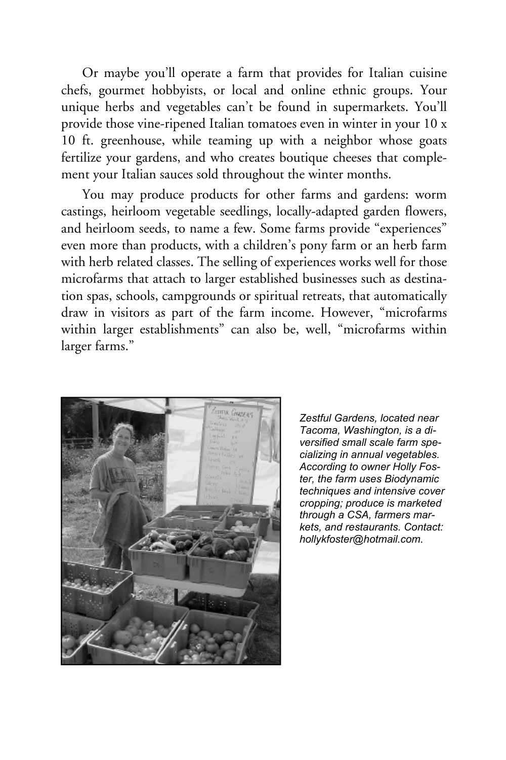Or maybe you'll operate a farm that provides for Italian cuisine chefs, gourmet hobbyists, or local and online ethnic groups. Your unique herbs and vegetables can't be found in supermarkets. You'll provide those vine-ripened Italian tomatoes even in winter in your 10 x 10 ft. greenhouse, while teaming up with a neighbor whose goats fertilize your gardens, and who creates boutique cheeses that complement your Italian sauces sold throughout the winter months.

You may produce products for other farms and gardens: worm castings, heirloom vegetable seedlings, locally-adapted garden flowers, and heirloom seeds, to name a few. Some farms provide "experiences" even more than products, with a children's pony farm or an herb farm with herb related classes. The selling of experiences works well for those microfarms that attach to larger established businesses such as destination spas, schools, campgrounds or spiritual retreats, that automatically draw in visitors as part of the farm income. However, "microfarms within larger establishments" can also be, well, "microfarms within larger farms."

*Zestful Gardens, located near Tacoma, Washington, is a diversified small scale farm specializing in annual vegetables. According to owner Holly Foster, the farm uses Biodynamic techniques and intensive cover cropping; produce is marketed through a CSA, farmers markets, and restaurants. Contact: hollykfoster@hotmail.com.*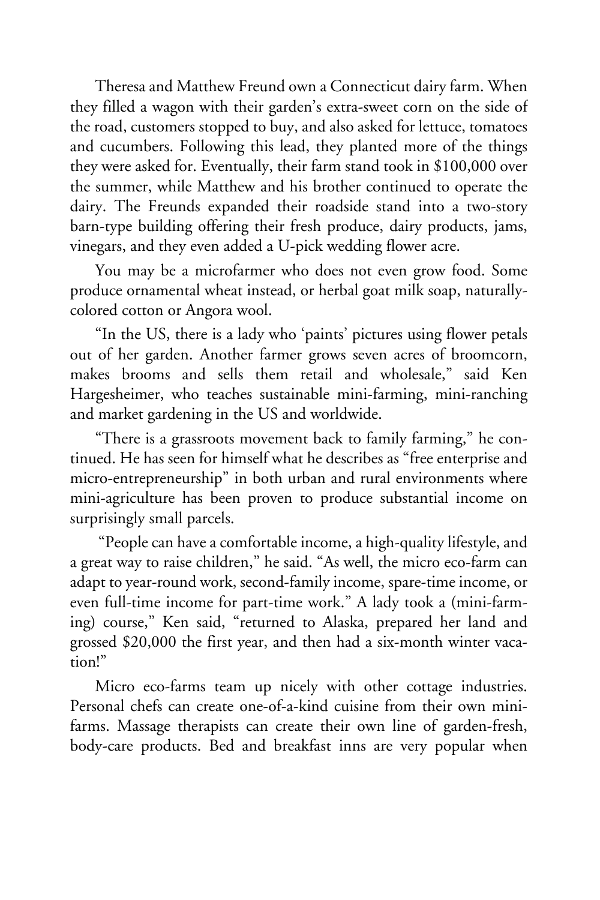Theresa and Matthew Freund own a Connecticut dairy farm. When they filled a wagon with their garden's extra-sweet corn on the side of the road, customers stopped to buy, and also asked for lettuce, tomatoes and cucumbers. Following this lead, they planted more of the things they were asked for. Eventually, their farm stand took in $100,000 over the summer, while Matthew and his brother continued to operate the dairy. The Freunds expanded their roadside stand into a two-story barn-type building offering their fresh produce, dairy products, jams, vinegars, and they even added a U-pick wedding flower acre.

You may be a microfarmer who does not even grow food. Some produce ornamental wheat instead, or herbal goat milk soap, naturally-colored cotton or Angora wool.

"In the US, there is a lady who 'paints' pictures using flower petals out of her garden. Another farmer grows seven acres of broomcorn, makes brooms and sells them retail and wholesale," said Ken Hargesheimer, who teaches sustainable mini-farming, mini-ranching and market gardening in the US and worldwide.

"There is a grassroots movement back to family farming," he continued. He has seen for himself what he describes as "free enterprise and micro-entrepreneurship" in both urban and rural environments where mini-agriculture has been proven to produce substantial income on surprisingly small parcels.

"People can have a comfortable income, a high-quality lifestyle, and a great way to raise children," he said. "As well, the micro eco-farm can adapt to year-round work, second-family income, spare-time income, or even full-time income for part-time work." A lady took a (mini-farming) course," Ken said, "returned to Alaska, prepared her land and grossed $20,000 the first year, and then had a six-month winter vacation!"

Micro eco-farms team up nicely with other cottage industries. Personal chefs can create one-of-a-kind cuisine from their own mini-farms. Massage therapists can create their own line of garden-fresh, body-care products. Bed and breakfast inns are very popular when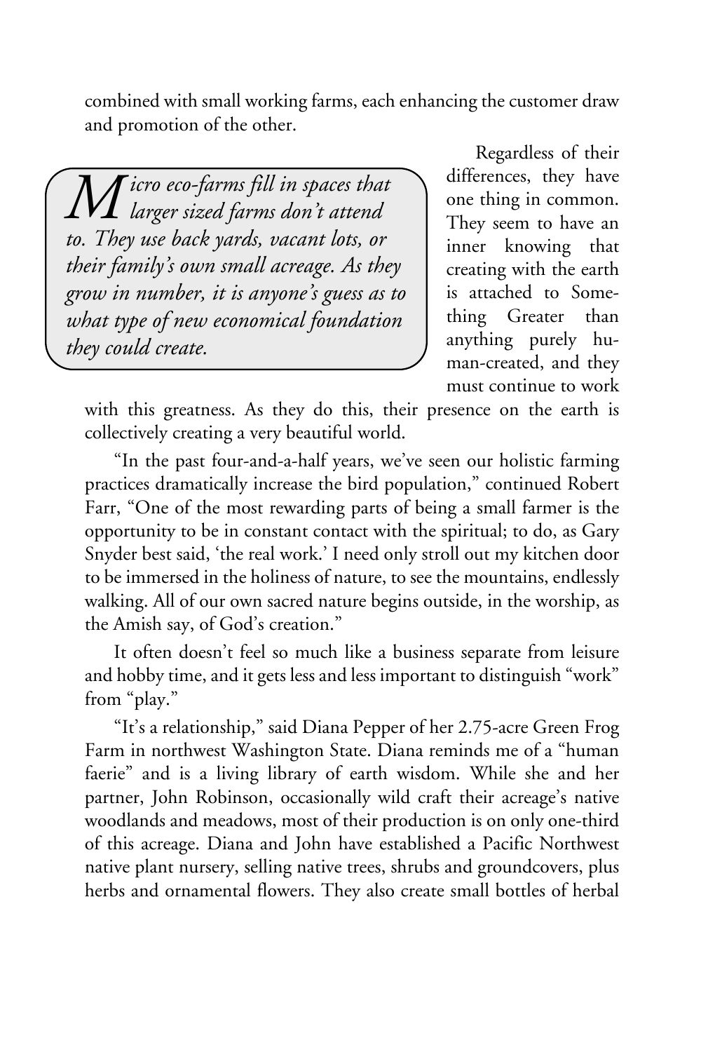combined with small working farms, each enhancing the customer draw and promotion of the other.

> *Micro eco-farms fill in spaces that larger sized farms don't attend to. They use back yards, vacant lots, or their family's own small acreage. As they grow in number, it is anyone's guess as to what type of new economical foundation they could create.*

Regardless of their differences, they have one thing in common. They seem to have an inner knowing that creating with the earth is attached to Something Greater than anything purely human-created, and they must continue to work with this greatness. As they do this, their presence on the earth is collectively creating a very beautiful world.

"In the past four-and-a-half years, we've seen our holistic farming practices dramatically increase the bird population," continued Robert Farr, "One of the most rewarding parts of being a small farmer is the opportunity to be in constant contact with the spiritual; to do, as Gary Snyder best said, 'the real work.' I need only stroll out my kitchen door to be immersed in the holiness of nature, to see the mountains, endlessly walking. All of our own sacred nature begins outside, in the worship, as the Amish say, of God's creation."

It often doesn't feel so much like a business separate from leisure and hobby time, and it gets less and less important to distinguish "work" from "play."

"It's a relationship," said Diana Pepper of her 2.75-acre Green Frog Farm in northwest Washington State. Diana reminds me of a "human faerie" and is a living library of earth wisdom. While she and her partner, John Robinson, occasionally wild craft their acreage's native woodlands and meadows, most of their production is on only one-third of this acreage. Diana and John have established a Pacific Northwest native plant nursery, selling native trees, shrubs and groundcovers, plus herbs and ornamental flowers. They also create small bottles of herbal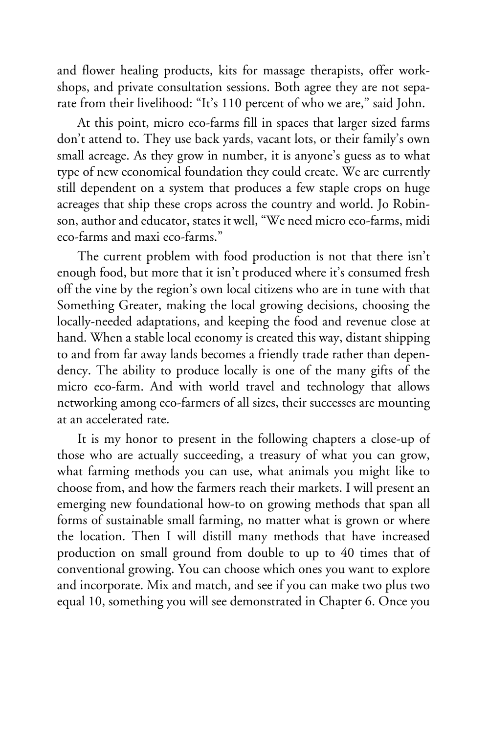and flower healing products, kits for massage therapists, offer workshops, and private consultation sessions. Both agree they are not separate from their livelihood: "It's 110 percent of who we are," said John.

At this point, micro eco-farms fill in spaces that larger sized farms don't attend to. They use back yards, vacant lots, or their family's own small acreage. As they grow in number, it is anyone's guess as to what type of new economical foundation they could create. We are currently still dependent on a system that produces a few staple crops on huge acreages that ship these crops across the country and world. Jo Robinson, author and educator, states it well, "We need micro eco-farms, midi eco-farms and maxi eco-farms."

The current problem with food production is not that there isn't enough food, but more that it isn't produced where it's consumed fresh off the vine by the region's own local citizens who are in tune with that Something Greater, making the local growing decisions, choosing the locally-needed adaptations, and keeping the food and revenue close at hand. When a stable local economy is created this way, distant shipping to and from far away lands becomes a friendly trade rather than dependency. The ability to produce locally is one of the many gifts of the micro eco-farm. And with world travel and technology that allows networking among eco-farmers of all sizes, their successes are mounting at an accelerated rate.

It is my honor to present in the following chapters a close-up of those who are actually succeeding, a treasury of what you can grow, what farming methods you can use, what animals you might like to choose from, and how the farmers reach their markets. I will present an emerging new foundational how-to on growing methods that span all forms of sustainable small farming, no matter what is grown or where the location. Then I will distill many methods that have increased production on small ground from double to up to 40 times that of conventional growing. You can choose which ones you want to explore and incorporate. Mix and match, and see if you can make two plus two equal 10, something you will see demonstrated in Chapter 6. Once you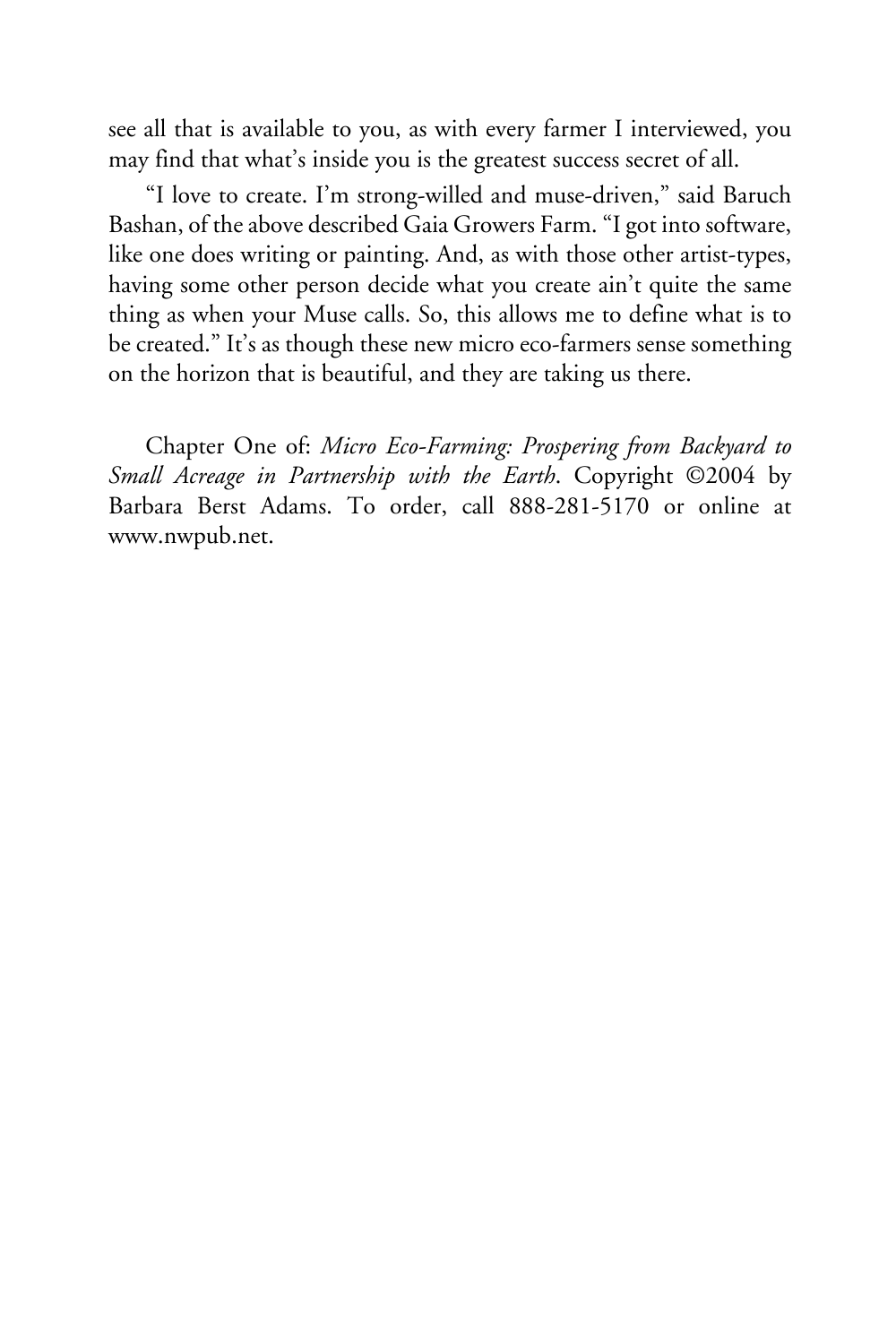see all that is available to you, as with every farmer I interviewed, you may find that what's inside you is the greatest success secret of all.

"I love to create. I'm strong-willed and muse-driven," said Baruch Bashan, of the above described Gaia Growers Farm. "I got into software, like one does writing or painting. And, as with those other artist-types, having some other person decide what you create ain't quite the same thing as when your Muse calls. So, this allows me to define what is to be created." It's as though these new micro eco-farmers sense something on the horizon that is beautiful, and they are taking us there.

Chapter One of: *Micro Eco-Farming: Prospering from Backyard to Small Acreage in Partnership with the Earth*. Copyright ©2004 by Barbara Berst Adams. To order, call 888-281-5170 or online at www.nwpub.net.